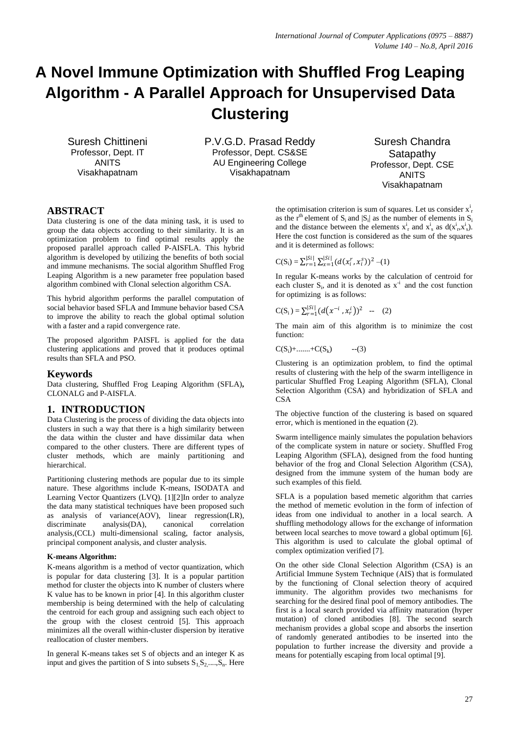# A Novel Immune Optimization with Shuffled Frog Leaping Algorithm - A Parallel Approach for Unsupervised Data Clustering

Suresh Chittineni
Professor, Dept. IT
ANITS
Visakhapatnam

P.V.G.D. Prasad Reddy
Professor, Dept. CS&SE
AU Engineering College
Visakhapatnam

Suresh Chandra Satapathy
Professor, Dept. CSE
ANITS
Visakhapatnam

## ABSTRACT

Data clustering is one of the data mining task, it is used to group the data objects according to their similarity. It is an optimization problem to find optimal results apply the proposed parallel approach called P-AISFLA. This hybrid algorithm is developed by utilizing the benefits of both social and immune mechanisms. The social algorithm Shuffled Frog Leaping Algorithm is a new parameter free population based algorithm combined with Clonal selection algorithm CSA.

This hybrid algorithm performs the parallel computation of social behavior based SFLA and Immune behavior based CSA to improve the ability to reach the global optimal solution with a faster and a rapid convergence rate.

The proposed algorithm PAISFL is applied for the data clustering applications and proved that it produces optimal results than SFLA and PSO.

## Keywords

Data clustering, Shuffled Frog Leaping Algorithm (SFLA)**,** CLONALG and P-AISFLA.

## 1. INTRODUCTION

Data Clustering is the process of dividing the data objects into clusters in such a way that there is a high similarity between the data within the cluster and have dissimilar data when compared to the other clusters. There are different types of cluster methods, which are mainly partitioning and hierarchical.

Partitioning clustering methods are popular due to its simple nature. These algorithms include K-means, ISODATA and Learning Vector Quantizers (LVQ). [1][2]In order to analyze the data many statistical techniques have been proposed such as analysis of variance(AOV), linear regression(LR), discriminate analysis(DA), canonical correlation analysis,(CCL) multi-dimensional scaling, factor analysis, principal component analysis, and cluster analysis.

**K-means Algorithm:**

K-means algorithm is a method of vector quantization, which is popular for data clustering [3]. It is a popular partition method for cluster the objects into K number of clusters where K value has to be known in prior [4]. In this algorithm cluster membership is being determined with the help of calculating the centroid for each group and assigning such each object to the group with the closest centroid [5]. This approach minimizes all the overall within-cluster dispersion by iterative reallocation of cluster members.

In general K-means takes set S of objects and an integer K as input and gives the partition of S into subsets $S_1, S_2, \ldots, S_n$. Here the optimisation criterion is sum of squares. Let us consider $x^i_r$ as the $r^{th}$ element of $S_i$ and $|S_i|$ as the number of elements in $S_i$ and the distance between the elements $x^i_r$ and $x^i_s$ as $d(x^i_r, x^i_s)$. Here the cost function is considered as the sum of the squares and it is determined as follows:

$$C(S_i) = \sum_{r=1}^{|Si|}\sum_{x=1}^{|Si|}(d(x_i^r, x_i^s))^2 \quad \text{–(1)}$$

In regular K-means works by the calculation of centroid for each cluster $S_i$, and it is denoted as $x^{-i}$ and the cost function for optimizing is as follows:

$$C(S_i) = \sum_{r=1}^{|Si|}(d(x^{-i}, x_r^i))^2 \quad \text{-- (2)}$$

The main aim of this algorithm is to minimize the cost function:

$$C(S_i)+\ldots\ldots+C(S_k) \quad \text{--(3)}$$

Clustering is an optimization problem, to find the optimal results of clustering with the help of the swarm intelligence in particular Shuffled Frog Leaping Algorithm (SFLA), Clonal Selection Algorithm (CSA) and hybridization of SFLA and CSA

The objective function of the clustering is based on squared error, which is mentioned in the equation (2).

Swarm intelligence mainly simulates the population behaviors of the complicate system in nature or society. Shuffled Frog Leaping Algorithm (SFLA), designed from the food hunting behavior of the frog and Clonal Selection Algorithm (CSA), designed from the immune system of the human body are such examples of this field.

SFLA is a population based memetic algorithm that carries the method of memetic evolution in the form of infection of ideas from one individual to another in a local search. A shuffling methodology allows for the exchange of information between local searches to move toward a global optimum [6]. This algorithm is used to calculate the global optimal of complex optimization verified [7].

On the other side Clonal Selection Algorithm (CSA) is an Artificial Immune System Technique (AIS) that is formulated by the functioning of Clonal selection theory of acquired immunity. The algorithm provides two mechanisms for searching for the desired final pool of memory antibodies. The first is a local search provided via affinity maturation (hyper mutation) of cloned antibodies [8]. The second search mechanism provides a global scope and absorbs the insertion of randomly generated antibodies to be inserted into the population to further increase the diversity and provide a means for potentially escaping from local optimal [9].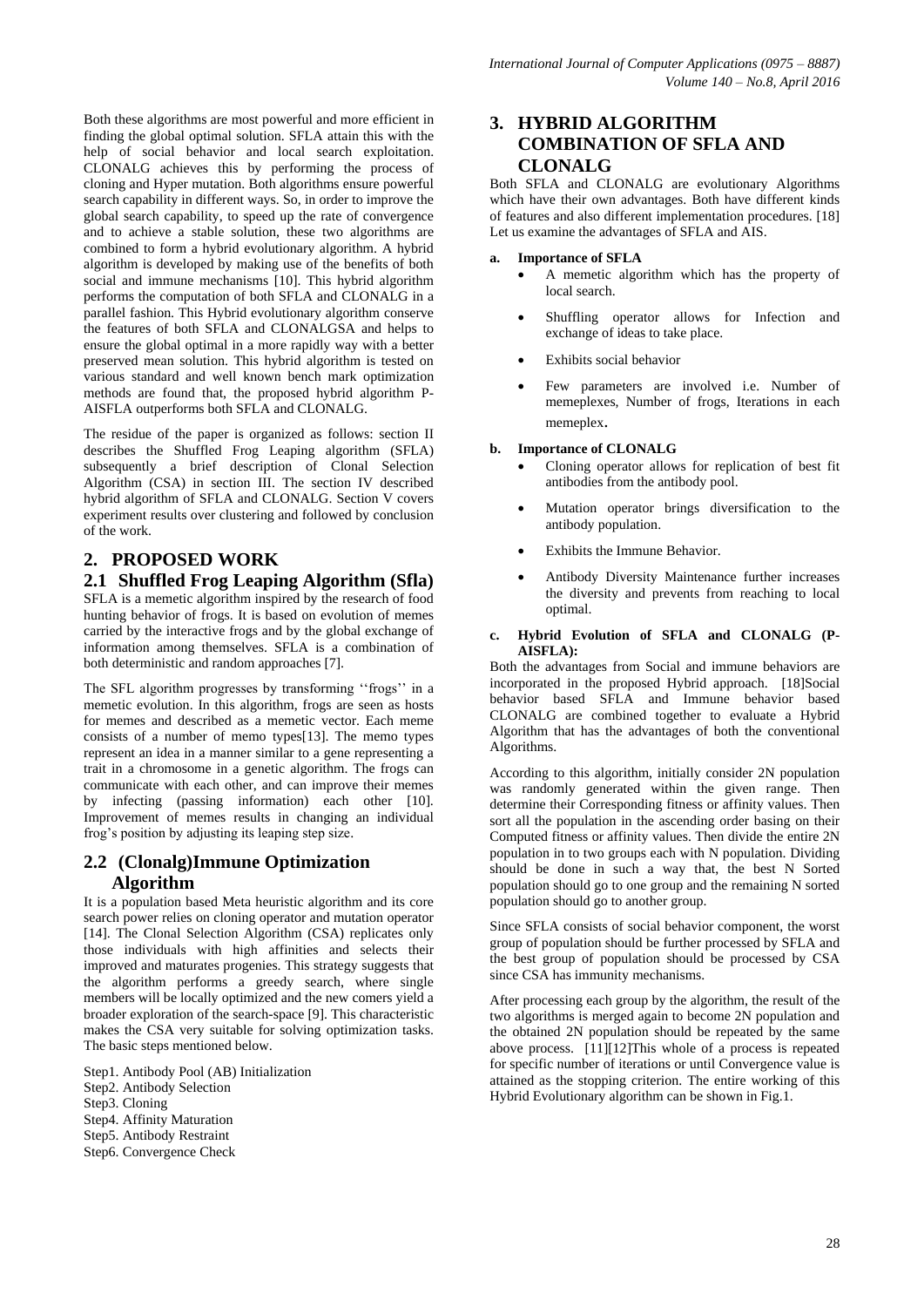Both these algorithms are most powerful and more efficient in finding the global optimal solution. SFLA attain this with the help of social behavior and local search exploitation. CLONALG achieves this by performing the process of cloning and Hyper mutation. Both algorithms ensure powerful search capability in different ways. So, in order to improve the global search capability, to speed up the rate of convergence and to achieve a stable solution, these two algorithms are combined to form a hybrid evolutionary algorithm. A hybrid algorithm is developed by making use of the benefits of both social and immune mechanisms [10]. This hybrid algorithm performs the computation of both SFLA and CLONALG in a parallel fashion. This Hybrid evolutionary algorithm conserve the features of both SFLA and CLONALGSA and helps to ensure the global optimal in a more rapidly way with a better preserved mean solution. This hybrid algorithm is tested on various standard and well known bench mark optimization methods are found that, the proposed hybrid algorithm P-AISFLA outperforms both SFLA and CLONALG.

The residue of the paper is organized as follows: section II describes the Shuffled Frog Leaping algorithm (SFLA) subsequently a brief description of Clonal Selection Algorithm (CSA) in section III. The section IV described hybrid algorithm of SFLA and CLONALG. Section V covers experiment results over clustering and followed by conclusion of the work.

## 2. PROPOSED WORK

### 2.1 Shuffled Frog Leaping Algorithm (Sfla)

SFLA is a memetic algorithm inspired by the research of food hunting behavior of frogs. It is based on evolution of memes carried by the interactive frogs and by the global exchange of information among themselves. SFLA is a combination of both deterministic and random approaches [7].

The SFL algorithm progresses by transforming ''frogs'' in a memetic evolution. In this algorithm, frogs are seen as hosts for memes and described as a memetic vector. Each meme consists of a number of memo types[13]. The memo types represent an idea in a manner similar to a gene representing a trait in a chromosome in a genetic algorithm. The frogs can communicate with each other, and can improve their memes by infecting (passing information) each other [10]. Improvement of memes results in changing an individual frog's position by adjusting its leaping step size.

### 2.2 (Clonalg)Immune Optimization Algorithm

It is a population based Meta heuristic algorithm and its core search power relies on cloning operator and mutation operator [14]. The Clonal Selection Algorithm (CSA) replicates only those individuals with high affinities and selects their improved and maturates progenies. This strategy suggests that the algorithm performs a greedy search, where single members will be locally optimized and the new comers yield a broader exploration of the search-space [9]. This characteristic makes the CSA very suitable for solving optimization tasks. The basic steps mentioned below.

Step1. Antibody Pool (AB) Initialization
Step2. Antibody Selection
Step3. Cloning
Step4. Affinity Maturation
Step5. Antibody Restraint
Step6. Convergence Check

## 3. HYBRID ALGORITHM COMBINATION OF SFLA AND CLONALG

Both SFLA and CLONALG are evolutionary Algorithms which have their own advantages. Both have different kinds of features and also different implementation procedures. [18] Let us examine the advantages of SFLA and AIS.

**a. Importance of SFLA**

- A memetic algorithm which has the property of local search.
- Shuffling operator allows for Infection and exchange of ideas to take place.
- Exhibits social behavior
- Few parameters are involved i.e. Number of memeplexes, Number of frogs, Iterations in each memeplex.

**b. Importance of CLONALG**

- Cloning operator allows for replication of best fit antibodies from the antibody pool.
- Mutation operator brings diversification to the antibody population.
- Exhibits the Immune Behavior.
- Antibody Diversity Maintenance further increases the diversity and prevents from reaching to local optimal.

**c. Hybrid Evolution of SFLA and CLONALG (P-AISFLA):**

Both the advantages from Social and immune behaviors are incorporated in the proposed Hybrid approach. [18]Social behavior based SFLA and Immune behavior based CLONALG are combined together to evaluate a Hybrid Algorithm that has the advantages of both the conventional Algorithms.

According to this algorithm, initially consider 2N population was randomly generated within the given range. Then determine their Corresponding fitness or affinity values. Then sort all the population in the ascending order basing on their Computed fitness or affinity values. Then divide the entire 2N population in to two groups each with N population. Dividing should be done in such a way that, the best N Sorted population should go to one group and the remaining N sorted population should go to another group.

Since SFLA consists of social behavior component, the worst group of population should be further processed by SFLA and the best group of population should be processed by CSA since CSA has immunity mechanisms.

After processing each group by the algorithm, the result of the two algorithms is merged again to become 2N population and the obtained 2N population should be repeated by the same above process. [11][12]This whole of a process is repeated for specific number of iterations or until Convergence value is attained as the stopping criterion. The entire working of this Hybrid Evolutionary algorithm can be shown in Fig.1.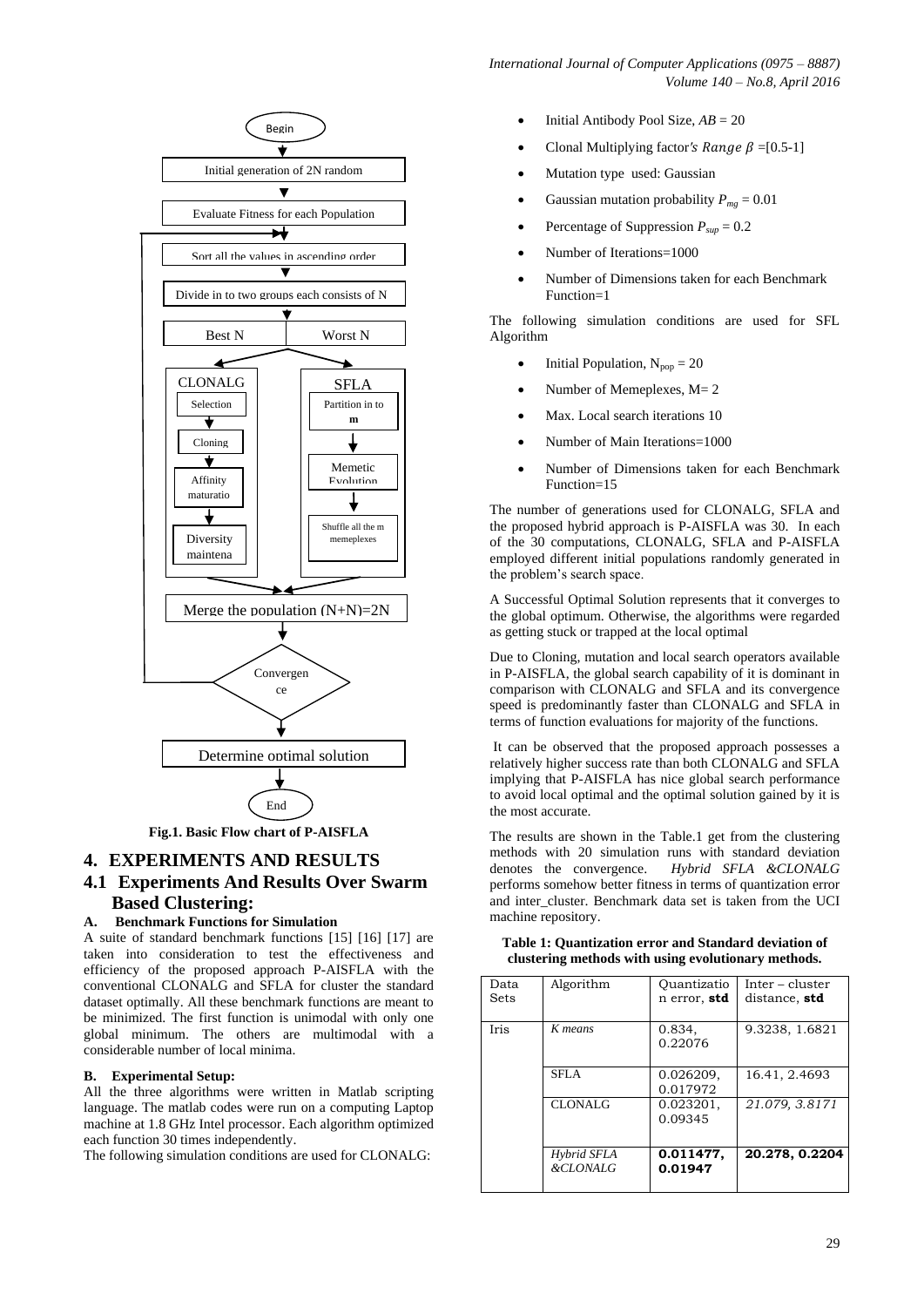Fig.1. Basic Flow chart of P-AISFLA

## 4. EXPERIMENTS AND RESULTS

### 4.1 Experiments And Results Over Swarm Based Clustering:

#### A. Benchmark Functions for Simulation

A suite of standard benchmark functions [15] [16] [17] are taken into consideration to test the effectiveness and efficiency of the proposed approach P-AISFLA with the conventional CLONALG and SFLA for cluster the standard dataset optimally. All these benchmark functions are meant to be minimized. The first function is unimodal with only one global minimum. The others are multimodal with a considerable number of local minima.

#### B. Experimental Setup:

All the three algorithms were written in Matlab scripting language. The matlab codes were run on a computing Laptop machine at 1.8 GHz Intel processor. Each algorithm optimized each function 30 times independently.

The following simulation conditions are used for CLONALG:

- Initial Antibody Pool Size, $AB = 20$
- Clonal Multiplying factor's Range $\beta$ =[0.5-1]
- Mutation type used: Gaussian
- Gaussian mutation probability $P_{mg} = 0.01$
- Percentage of Suppression $P_{sup} = 0.2$
- Number of Iterations=1000
- Number of Dimensions taken for each Benchmark Function=1

The following simulation conditions are used for SFL Algorithm

- Initial Population, $N_{pop} = 20$
- Number of Memeplexes, M= 2
- Max. Local search iterations 10
- Number of Main Iterations=1000
- Number of Dimensions taken for each Benchmark Function=15

The number of generations used for CLONALG, SFLA and the proposed hybrid approach is P-AISFLA was 30. In each of the 30 computations, CLONALG, SFLA and P-AISFLA employed different initial populations randomly generated in the problem's search space.

A Successful Optimal Solution represents that it converges to the global optimum. Otherwise, the algorithms were regarded as getting stuck or trapped at the local optimal

Due to Cloning, mutation and local search operators available in P-AISFLA, the global search capability of it is dominant in comparison with CLONALG and SFLA and its convergence speed is predominantly faster than CLONALG and SFLA in terms of function evaluations for majority of the functions.

It can be observed that the proposed approach possesses a relatively higher success rate than both CLONALG and SFLA implying that P-AISFLA has nice global search performance to avoid local optimal and the optimal solution gained by it is the most accurate.

The results are shown in the Table.1 get from the clustering methods with 20 simulation runs with standard deviation denotes the convergence. *Hybrid SFLA &CLONALG* performs somehow better fitness in terms of quantization error and inter_cluster. Benchmark data set is taken from the UCI machine repository.

**Table 1: Quantization error and Standard deviation of clustering methods with using evolutionary methods.**

| Data Sets | Algorithm | Quantization error, **std** | Inter – cluster distance, **std** |
|---|---|---|---|
| Iris | *K means* | 0.834, 0.22076 | 9.3238, 1.6821 |
| | SFLA | 0.026209, 0.017972 | 16.41, 2.4693 |
| | CLONALG | 0.023201, 0.09345 | *21.079, 3.8171* |
| | *Hybrid SFLA &CLONALG* | **0.011477, 0.01947** | **20.278, 0.2204** |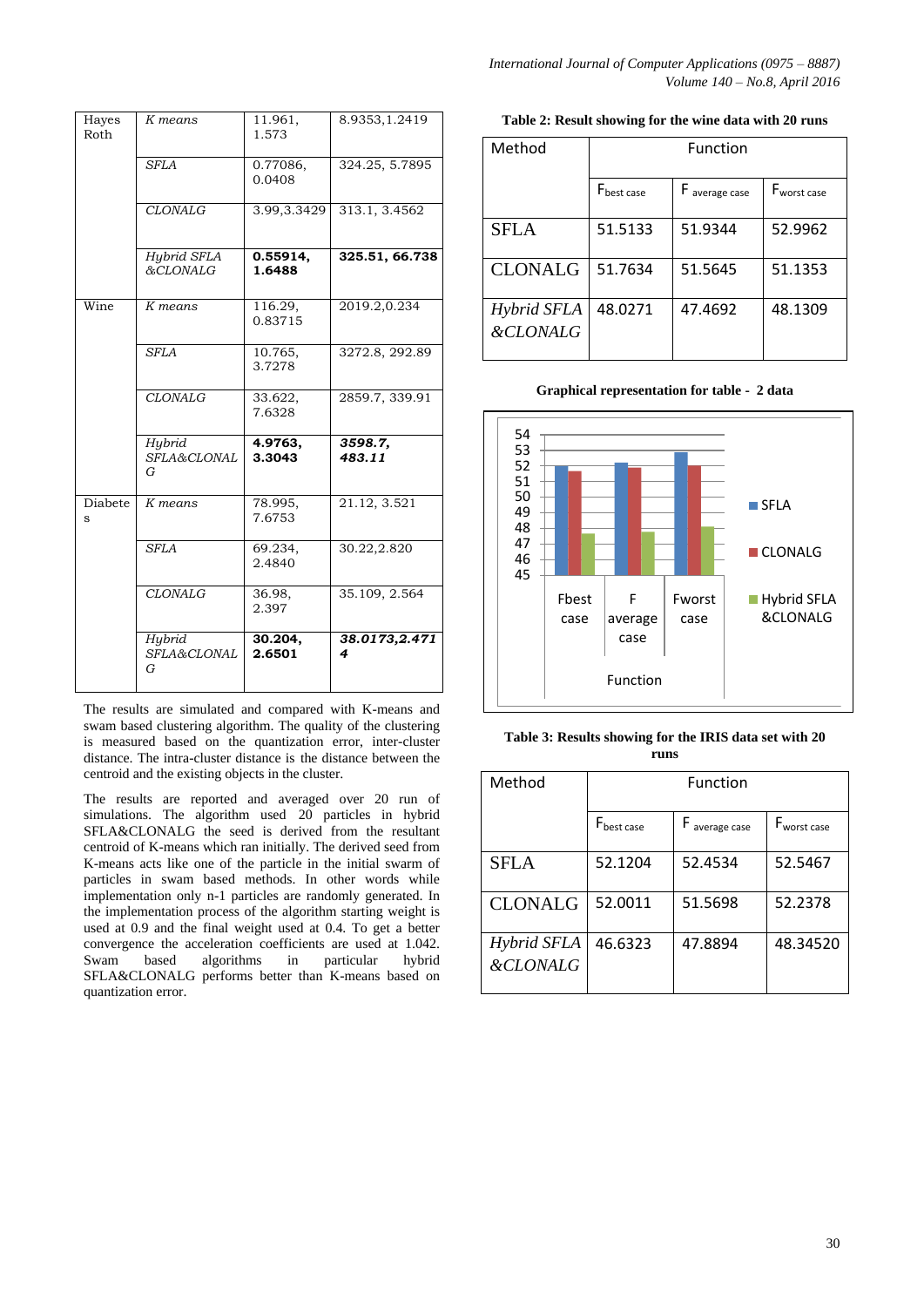| | | | |
|---|---|---|---|
| Hayes Roth | *K means* | 11.961, 1.573 | 8.9353,1.2419 |
| | *SFLA* | 0.77086, 0.0408 | 324.25, 5.7895 |
| | *CLONALG* | 3.99,3.3429 | 313.1, 3.4562 |
| | *Hybrid SFLA &CLONALG* | **0.55914, 1.6488** | **325.51, 66.738** |
| Wine | *K means* | 116.29, 0.83715 | 2019.2,0.234 |
| | *SFLA* | 10.765, 3.7278 | 3272.8, 292.89 |
| | *CLONALG* | 33.622, 7.6328 | 2859.7, 339.91 |
| | *Hybrid SFLA&CLONALG* | **4.9763, 3.3043** | ***3598.7, 483.11*** |
| Diabetes | *K means* | 78.995, 7.6753 | 21.12, 3.521 |
| | *SFLA* | 69.234, 2.4840 | 30.22,2.820 |
| | *CLONALG* | 36.98, 2.397 | 35.109, 2.564 |
| | *Hybrid SFLA&CLONALG* | **30.204, 2.6501** | ***38.0173,2.4714*** |

The results are simulated and compared with K-means and swam based clustering algorithm. The quality of the clustering is measured based on the quantization error, inter-cluster distance. The intra-cluster distance is the distance between the centroid and the existing objects in the cluster.

The results are reported and averaged over 20 run of simulations. The algorithm used 20 particles in hybrid SFLA&CLONALG the seed is derived from the resultant centroid of K-means which ran initially. The derived seed from K-means acts like one of the particle in the initial swarm of particles in swam based methods. In other words while implementation only n-1 particles are randomly generated. In the implementation process of the algorithm starting weight is used at 0.9 and the final weight used at 0.4. To get a better convergence the acceleration coefficients are used at 1.042. Swam based algorithms in particular hybrid SFLA&CLONALG performs better than K-means based on quantization error.

**Table 2: Result showing for the wine data with 20 runs**

| Method | Function | | |
|---|---|---|---|
| | $F_{best\ case}$ | $F_{average\ case}$ | $F_{worst\ case}$ |
| SFLA | 51.5133 | 51.9344 | 52.9962 |
| CLONALG | 51.7634 | 51.5645 | 51.1353 |
| *Hybrid SFLA &CLONALG* | 48.0271 | 47.4692 | 48.1309 |

**Graphical representation for table - 2 data**

| Function | SFLA | CLONALG | Hybrid SFLA &CLONALG |
|---|---|---|---|
| Fbest case | 51.5133 | 51.7634 | 48.0271 |
| F average case | 51.9344 | 51.5645 | 47.4692 |
| Fworst case | 52.9962 | 51.1353 | 48.1309 |

**Table 3: Results showing for the IRIS data set with 20 runs**

| Method | Function | | |
|---|---|---|---|
| | $F_{best\ case}$ | $F_{average\ case}$ | $F_{worst\ case}$ |
| SFLA | 52.1204 | 52.4534 | 52.5467 |
| CLONALG | 52.0011 | 51.5698 | 52.2378 |
| *Hybrid SFLA &CLONALG* | 46.6323 | 47.8894 | 48.34520 |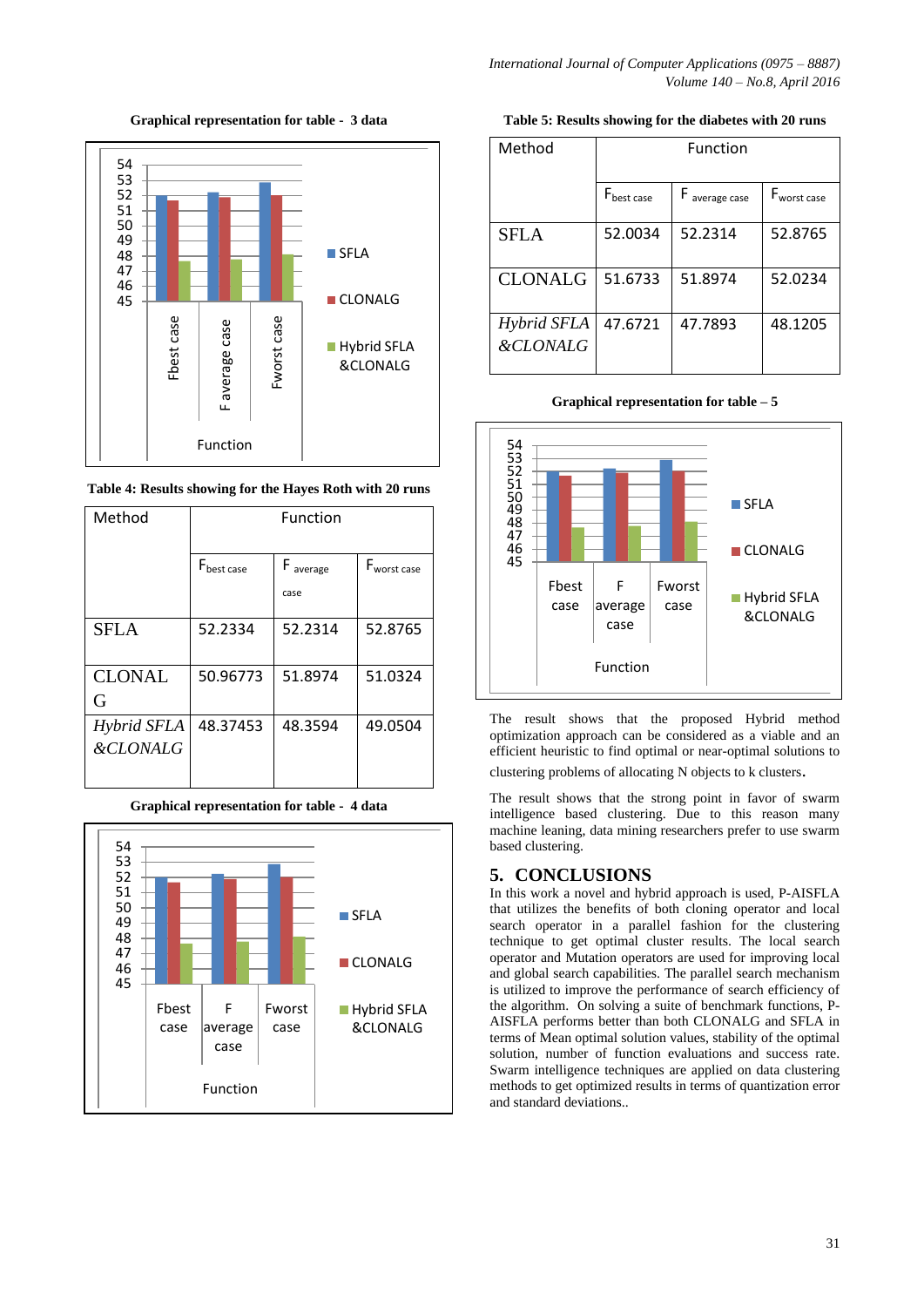**Graphical representation for table - 3 data**

**Table 4: Results showing for the Hayes Roth with 20 runs**

| Method | Function | | |
|---|---|---|---|
| | $F_{best\ case}$ | $F_{average\ case}$ | $F_{worst\ case}$ |
| SFLA | 52.2334 | 52.2314 | 52.8765 |
| CLONALG | 50.96773 | 51.8974 | 51.0324 |
| *Hybrid SFLA &CLONALG* | 48.37453 | 48.3594 | 49.0504 |

**Graphical representation for table - 4 data**

**Table 5: Results showing for the diabetes with 20 runs**

| Method | Function | | |
|---|---|---|---|
| | $F_{best\ case}$ | $F_{average\ case}$ | $F_{worst\ case}$ |
| SFLA | 52.0034 | 52.2314 | 52.8765 |
| CLONALG | 51.6733 | 51.8974 | 52.0234 |
| *Hybrid SFLA &CLONALG* | 47.6721 | 47.7893 | 48.1205 |

**Graphical representation for table – 5**

The result shows that the proposed Hybrid method optimization approach can be considered as a viable and an efficient heuristic to find optimal or near-optimal solutions to clustering problems of allocating N objects to k clusters.

The result shows that the strong point in favor of swarm intelligence based clustering. Due to this reason many machine leaning, data mining researchers prefer to use swarm based clustering.

## 5. CONCLUSIONS

In this work a novel and hybrid approach is used, P-AISFLA that utilizes the benefits of both cloning operator and local search operator in a parallel fashion for the clustering technique to get optimal cluster results. The local search operator and Mutation operators are used for improving local and global search capabilities. The parallel search mechanism is utilized to improve the performance of search efficiency of the algorithm. On solving a suite of benchmark functions, P-AISFLA performs better than both CLONALG and SFLA in terms of Mean optimal solution values, stability of the optimal solution, number of function evaluations and success rate. Swarm intelligence techniques are applied on data clustering methods to get optimized results in terms of quantization error and standard deviations..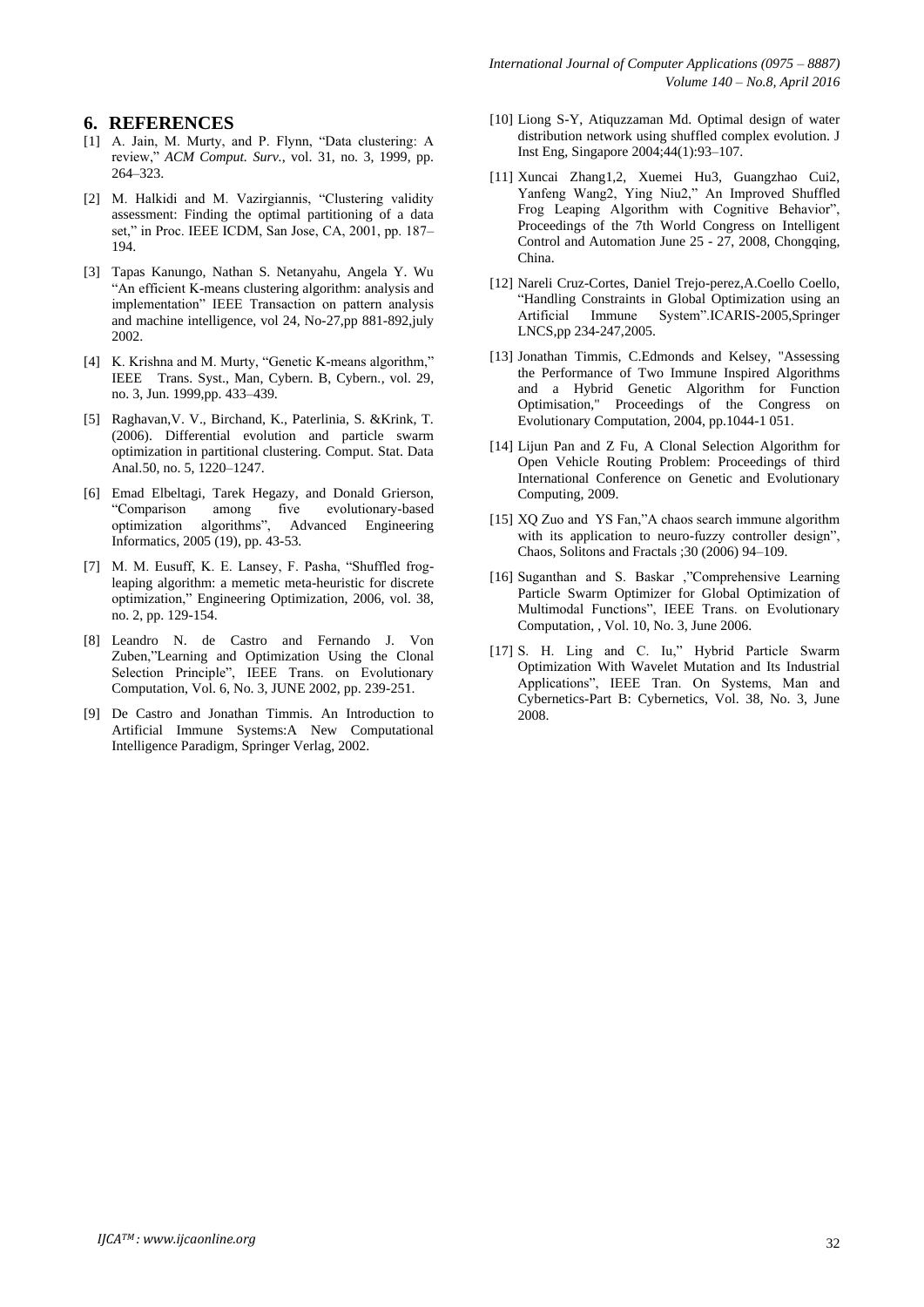## 6. REFERENCES

[1] A. Jain, M. Murty, and P. Flynn, "Data clustering: A review," *ACM Comput. Surv.*, vol. 31, no. 3, 1999, pp. 264–323.

[2] M. Halkidi and M. Vazirgiannis, "Clustering validity assessment: Finding the optimal partitioning of a data set," in Proc. IEEE ICDM, San Jose, CA, 2001, pp. 187–194.

[3] Tapas Kanungo, Nathan S. Netanyahu, Angela Y. Wu "An efficient K-means clustering algorithm: analysis and implementation" IEEE Transaction on pattern analysis and machine intelligence, vol 24, No-27,pp 881-892,july 2002.

[4] K. Krishna and M. Murty, "Genetic K-means algorithm," IEEE Trans. Syst., Man, Cybern. B, Cybern., vol. 29, no. 3, Jun. 1999,pp. 433–439.

[5] Raghavan,V. V., Birchand, K., Paterlinia, S. &Krink, T. (2006). Differential evolution and particle swarm optimization in partitional clustering. Comput. Stat. Data Anal.50, no. 5, 1220–1247.

[6] Emad Elbeltagi, Tarek Hegazy, and Donald Grierson, "Comparison among five evolutionary-based optimization algorithms", Advanced Engineering Informatics, 2005 (19), pp. 43-53.

[7] M. M. Eusuff, K. E. Lansey, F. Pasha, "Shuffled frog-leaping algorithm: a memetic meta-heuristic for discrete optimization," Engineering Optimization, 2006, vol. 38, no. 2, pp. 129-154.

[8] Leandro N. de Castro and Fernando J. Von Zuben,"Learning and Optimization Using the Clonal Selection Principle", IEEE Trans. on Evolutionary Computation, Vol. 6, No. 3, JUNE 2002, pp. 239-251.

[9] De Castro and Jonathan Timmis. An Introduction to Artificial Immune Systems:A New Computational Intelligence Paradigm, Springer Verlag, 2002.

[10] Liong S-Y, Atiquzzaman Md. Optimal design of water distribution network using shuffled complex evolution. J Inst Eng, Singapore 2004;44(1):93–107.

[11] Xuncai Zhang1,2, Xuemei Hu3, Guangzhao Cui2, Yanfeng Wang2, Ying Niu2," An Improved Shuffled Frog Leaping Algorithm with Cognitive Behavior", Proceedings of the 7th World Congress on Intelligent Control and Automation June 25 - 27, 2008, Chongqing, China.

[12] Nareli Cruz-Cortes, Daniel Trejo-perez,A.Coello Coello, "Handling Constraints in Global Optimization using an Artificial Immune System".ICARIS-2005,Springer LNCS,pp 234-247,2005.

[13] Jonathan Timmis, C.Edmonds and Kelsey, "Assessing the Performance of Two Immune Inspired Algorithms and a Hybrid Genetic Algorithm for Function Optimisation," Proceedings of the Congress on Evolutionary Computation, 2004, pp.1044-1 051.

[14] Lijun Pan and Z Fu, A Clonal Selection Algorithm for Open Vehicle Routing Problem: Proceedings of third International Conference on Genetic and Evolutionary Computing, 2009.

[15] XQ Zuo and YS Fan,"A chaos search immune algorithm with its application to neuro-fuzzy controller design", Chaos, Solitons and Fractals ;30 (2006) 94–109.

[16] Suganthan and S. Baskar ,"Comprehensive Learning Particle Swarm Optimizer for Global Optimization of Multimodal Functions", IEEE Trans. on Evolutionary Computation, , Vol. 10, No. 3, June 2006.

[17] S. H. Ling and C. Iu," Hybrid Particle Swarm Optimization With Wavelet Mutation and Its Industrial Applications", IEEE Tran. On Systems, Man and Cybernetics-Part B: Cybernetics, Vol. 38, No. 3, June 2008.